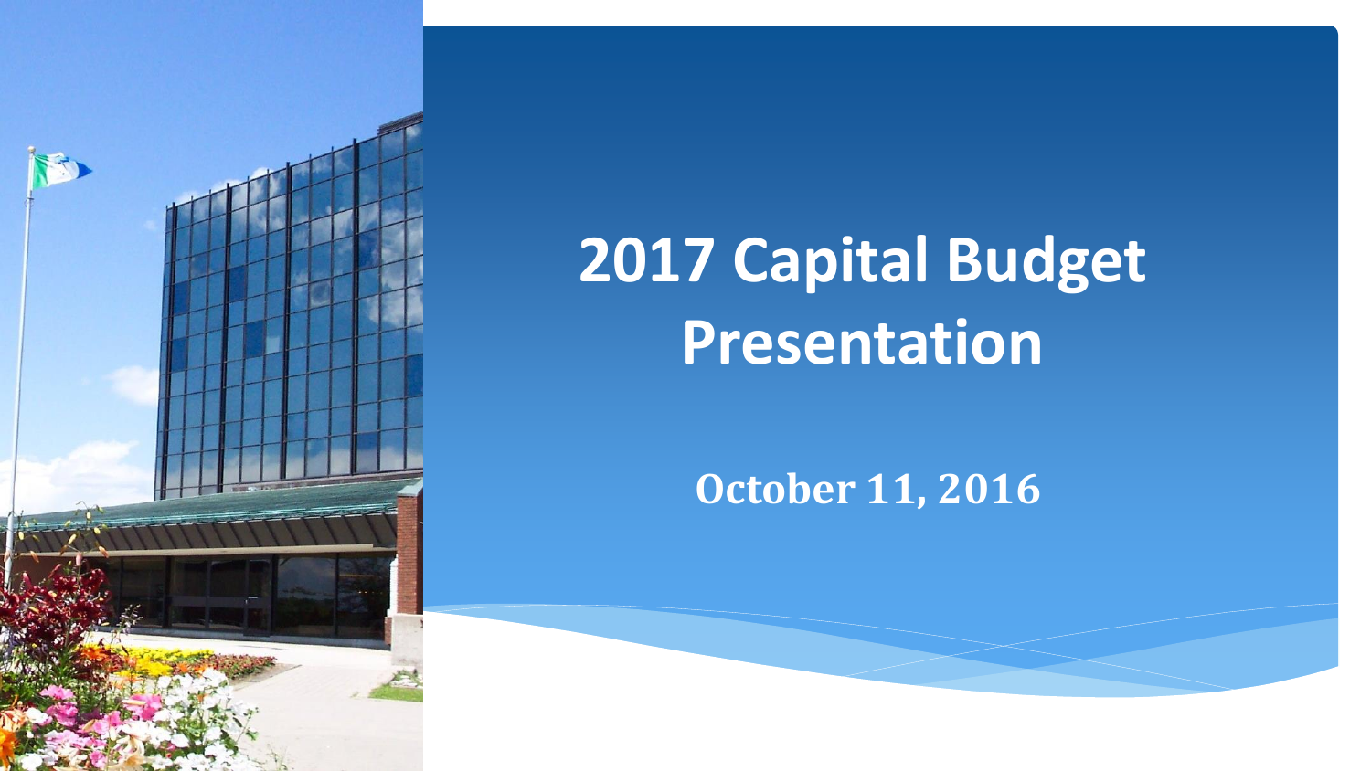# 2017 Capital Budget Presentation

**October 11, 2016**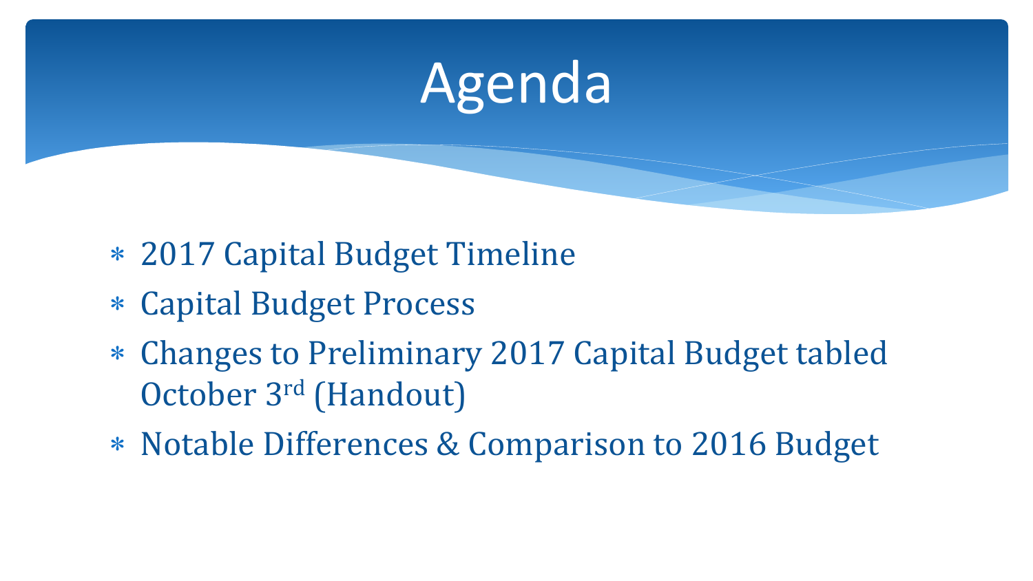# Agenda

* 2017 Capital Budget Timeline
* Capital Budget Process
* Changes to Preliminary 2017 Capital Budget tabled October 3rd (Handout)
* Notable Differences & Comparison to 2016 Budget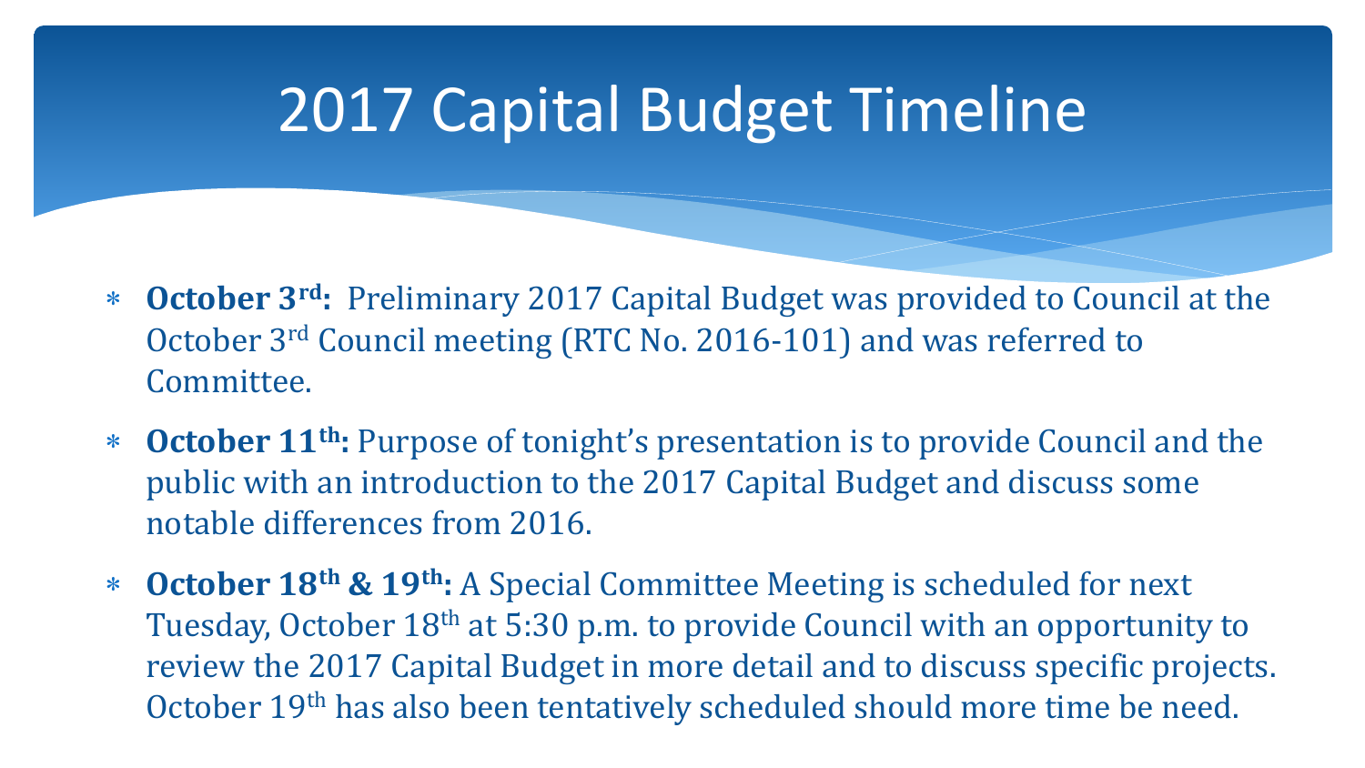# 2017 Capital Budget Timeline

- **October 3rd:** Preliminary 2017 Capital Budget was provided to Council at the October 3rd Council meeting (RTC No. 2016-101) and was referred to Committee.
- **October 11th:** Purpose of tonight's presentation is to provide Council and the public with an introduction to the 2017 Capital Budget and discuss some notable differences from 2016.
- **October 18th & 19th:** A Special Committee Meeting is scheduled for next Tuesday, October 18th at 5:30 p.m. to provide Council with an opportunity to review the 2017 Capital Budget in more detail and to discuss specific projects. October 19th has also been tentatively scheduled should more time be need.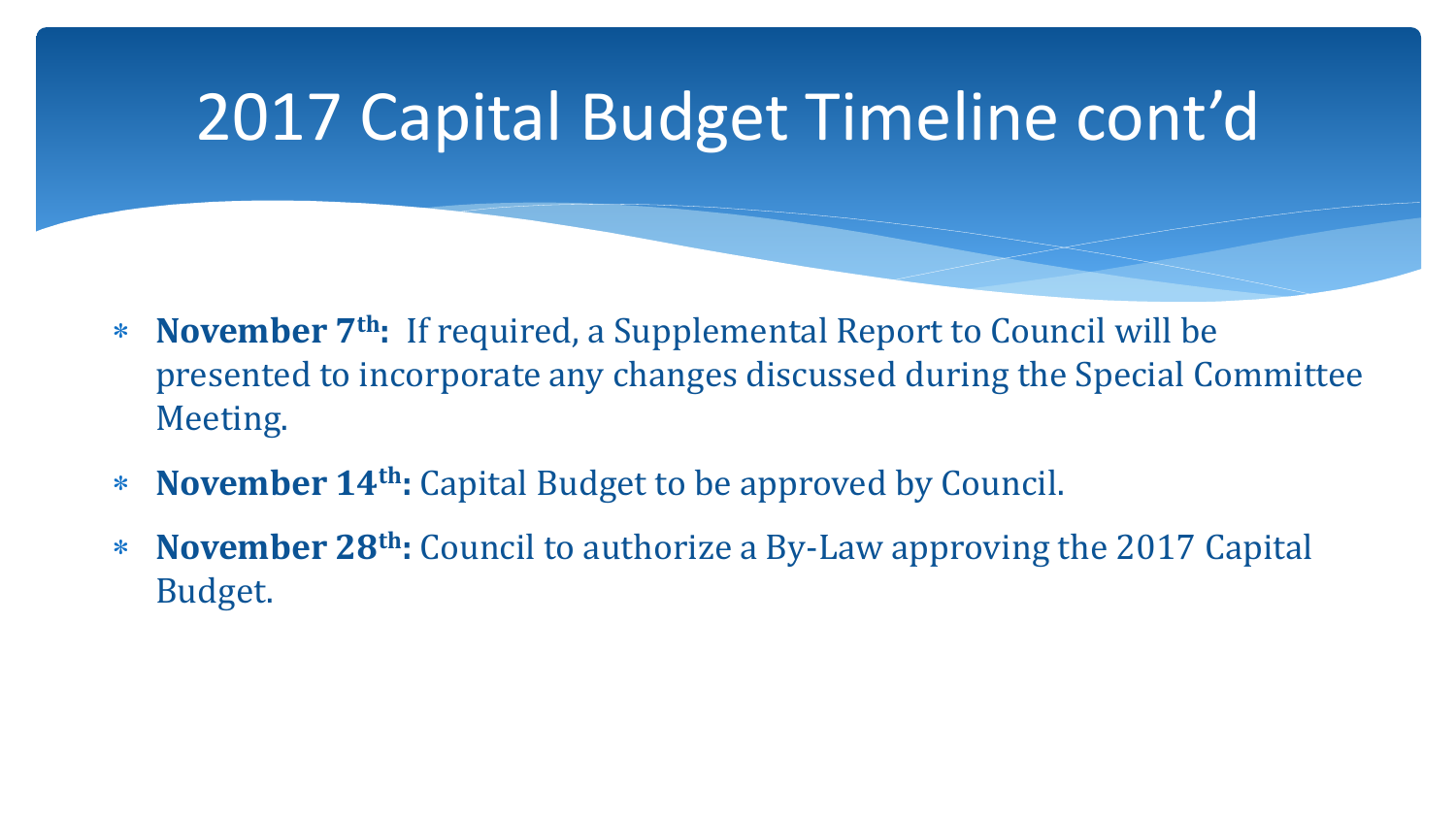# 2017 Capital Budget Timeline cont'd

- **November 7th:** If required, a Supplemental Report to Council will be presented to incorporate any changes discussed during the Special Committee Meeting.
- **November 14th:** Capital Budget to be approved by Council.
- **November 28th:** Council to authorize a By-Law approving the 2017 Capital Budget.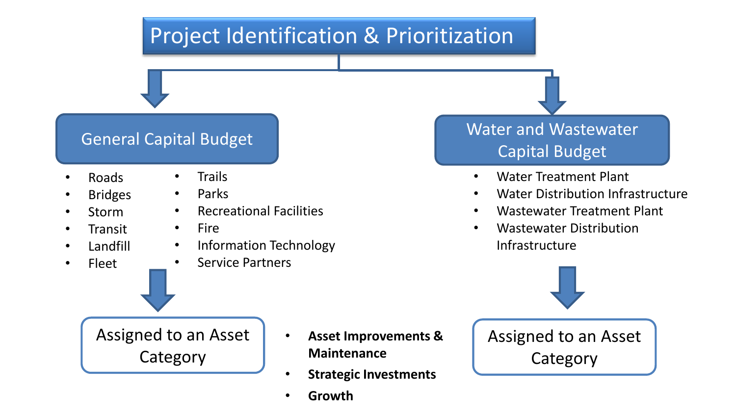# Project Identification & Prioritization

## General Capital Budget

- Roads
- Bridges
- Storm
- Transit
- Landfill
- Fleet
- Trails
- Parks
- Recreational Facilities
- Fire
- Information Technology
- Service Partners

Assigned to an Asset Category

## Water and Wastewater Capital Budget

- Water Treatment Plant
- Water Distribution Infrastructure
- Wastewater Treatment Plant
- Wastewater Distribution Infrastructure

Assigned to an Asset Category

- **Asset Improvements & Maintenance**
- **Strategic Investments**
- **Growth**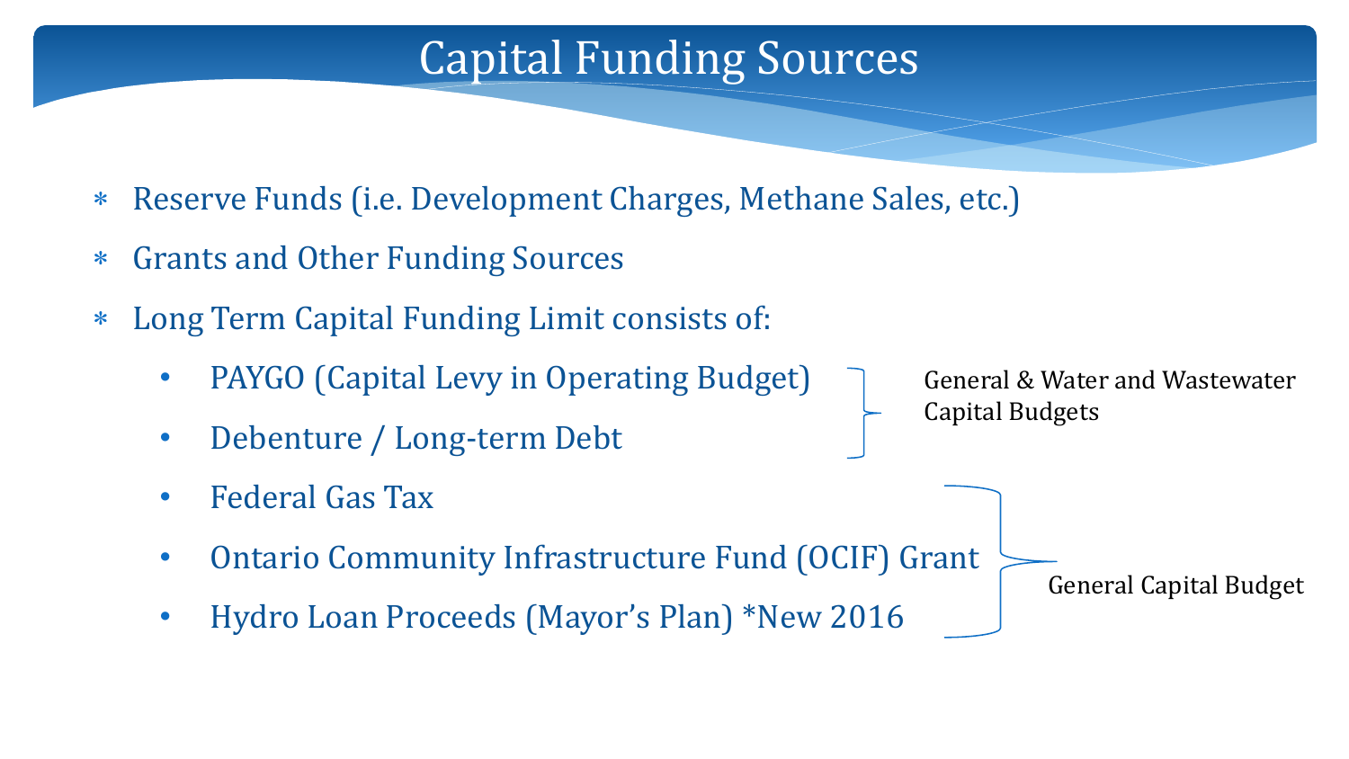# Capital Funding Sources

* Reserve Funds (i.e. Development Charges, Methane Sales, etc.)
* Grants and Other Funding Sources
* Long Term Capital Funding Limit consists of:
  - PAYGO (Capital Levy in Operating Budget)
  - Debenture / Long-term Debt

    } General & Water and Wastewater Capital Budgets

  - Federal Gas Tax
  - Ontario Community Infrastructure Fund (OCIF) Grant
  - Hydro Loan Proceeds (Mayor's Plan) *New 2016

    } General Capital Budget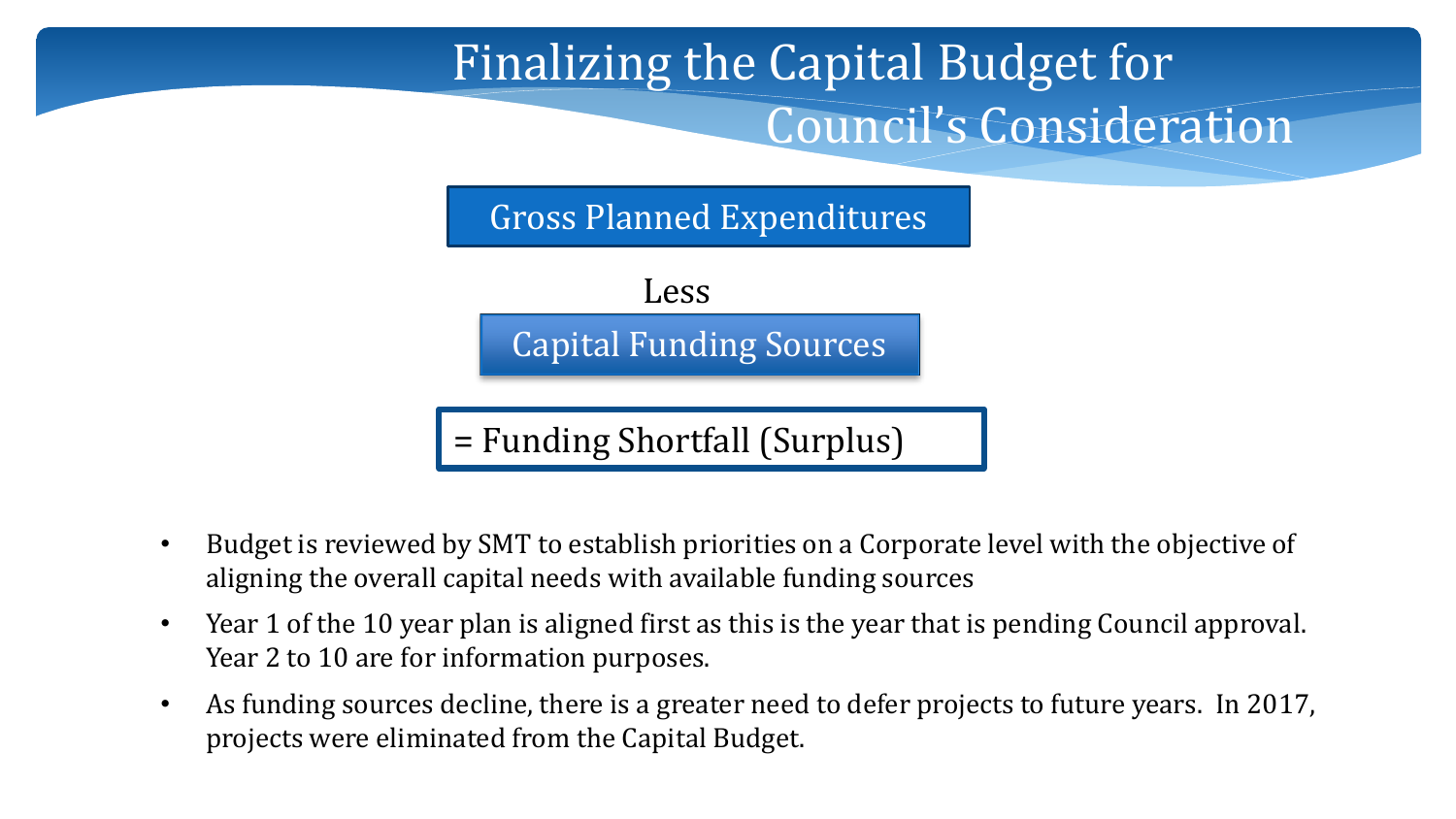# Finalizing the Capital Budget for Council's Consideration

Gross Planned Expenditures

Less

Capital Funding Sources

= Funding Shortfall (Surplus)

- Budget is reviewed by SMT to establish priorities on a Corporate level with the objective of aligning the overall capital needs with available funding sources
- Year 1 of the 10 year plan is aligned first as this is the year that is pending Council approval. Year 2 to 10 are for information purposes.
- As funding sources decline, there is a greater need to defer projects to future years. In 2017, projects were eliminated from the Capital Budget.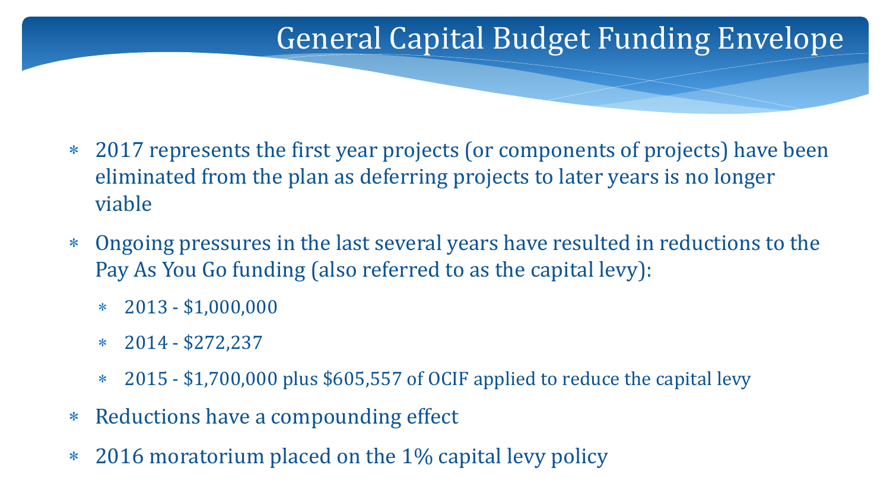# General Capital Budget Funding Envelope

- 2017 represents the first year projects (or components of projects) have been eliminated from the plan as deferring projects to later years is no longer viable
- Ongoing pressures in the last several years have resulted in reductions to the Pay As You Go funding (also referred to as the capital levy):
  - 2013 - $1,000,000
  - 2014 - $272,237
  - 2015 - $1,700,000 plus $605,557 of OCIF applied to reduce the capital levy
- Reductions have a compounding effect
- 2016 moratorium placed on the 1% capital levy policy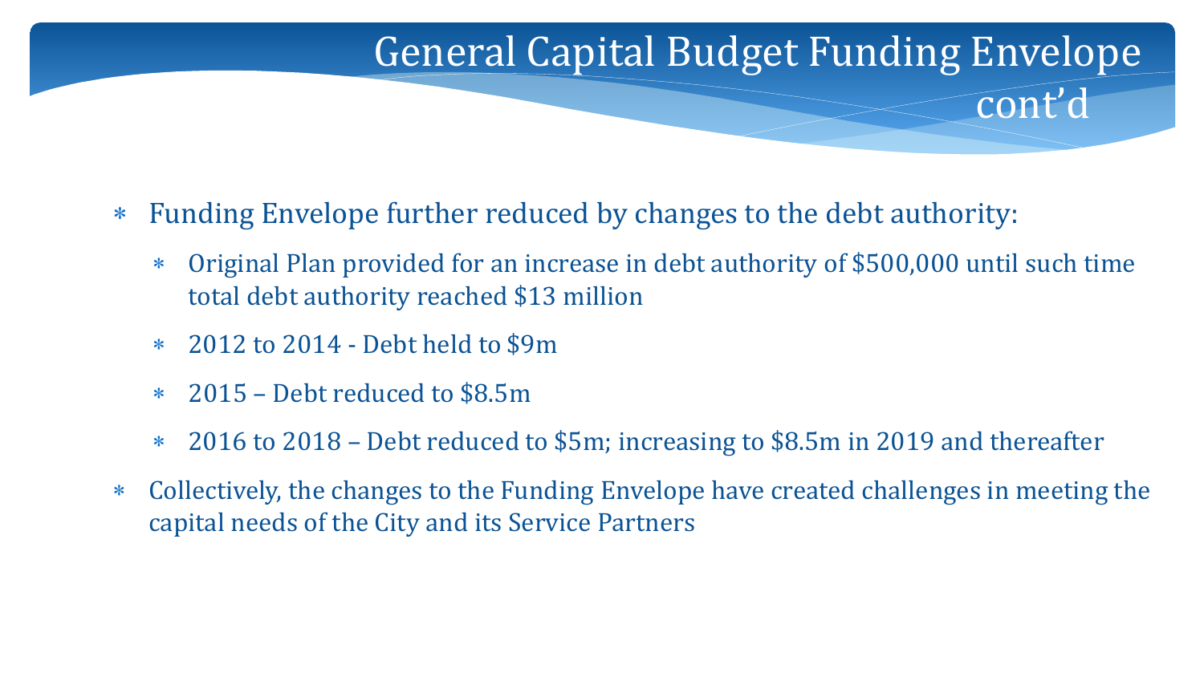# General Capital Budget Funding Envelope cont'd

- Funding Envelope further reduced by changes to the debt authority:
  - Original Plan provided for an increase in debt authority of $500,000 until such time total debt authority reached $13 million
  - 2012 to 2014 - Debt held to $9m
  - 2015 – Debt reduced to $8.5m
  - 2016 to 2018 – Debt reduced to $5m; increasing to $8.5m in 2019 and thereafter
- Collectively, the changes to the Funding Envelope have created challenges in meeting the capital needs of the City and its Service Partners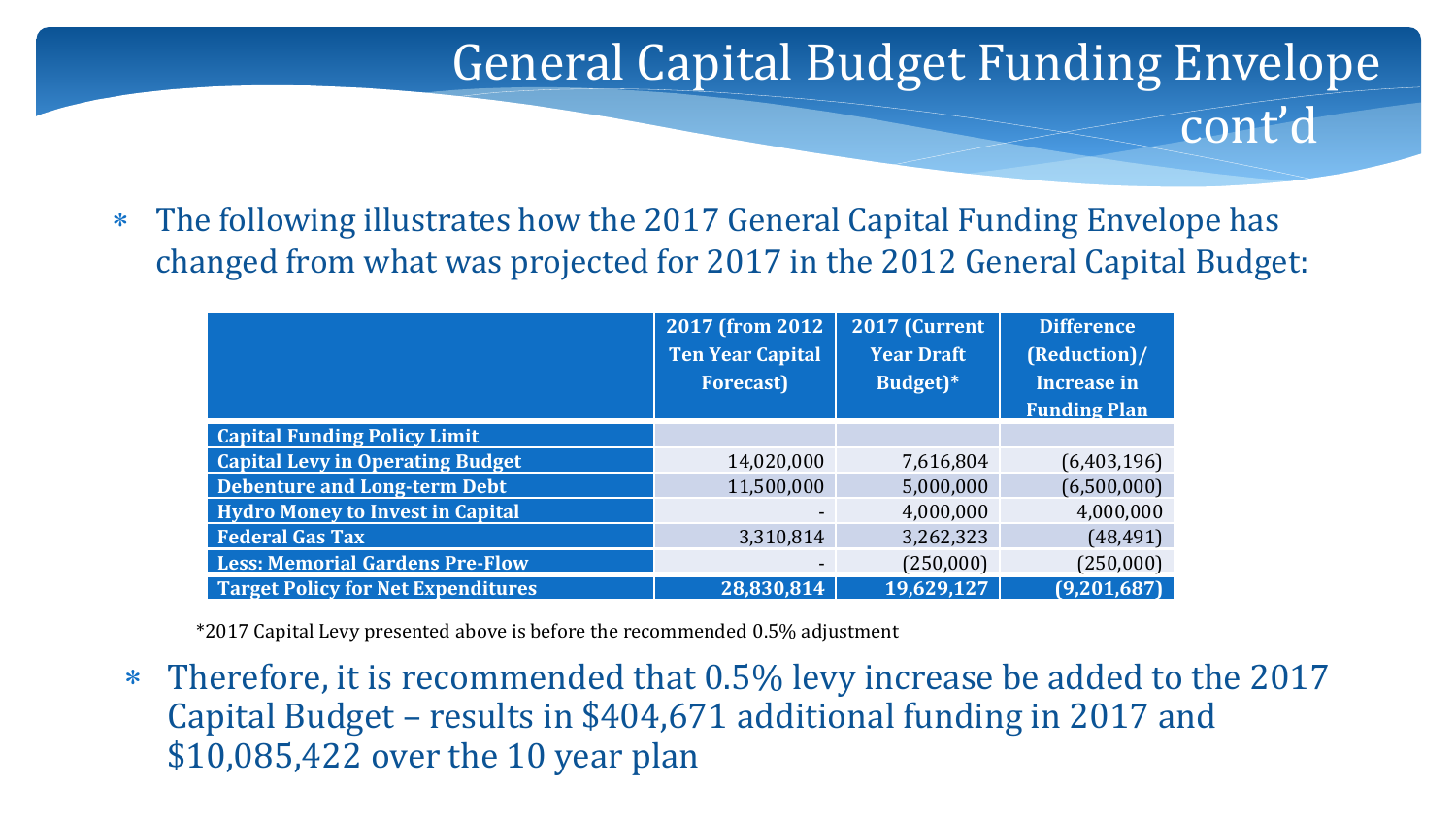# General Capital Budget Funding Envelope cont'd

- The following illustrates how the 2017 General Capital Funding Envelope has changed from what was projected for 2017 in the 2012 General Capital Budget:

| | 2017 (from 2012 Ten Year Capital Forecast) | 2017 (Current Year Draft Budget)* | Difference (Reduction)/ Increase in Funding Plan |
|---|---|---|---|
| **Capital Funding Policy Limit** | | | |
| **Capital Levy in Operating Budget** | 14,020,000 | 7,616,804 | (6,403,196) |
| **Debenture and Long-term Debt** | 11,500,000 | 5,000,000 | (6,500,000) |
| **Hydro Money to Invest in Capital** | - | 4,000,000 | 4,000,000 |
| **Federal Gas Tax** | 3,310,814 | 3,262,323 | (48,491) |
| **Less: Memorial Gardens Pre-Flow** | - | (250,000) | (250,000) |
| **Target Policy for Net Expenditures** | **28,830,814** | **19,629,127** | **(9,201,687)** |

*2017 Capital Levy presented above is before the recommended 0.5% adjustment

- Therefore, it is recommended that 0.5% levy increase be added to the 2017 Capital Budget – results in $404,671 additional funding in 2017 and $10,085,422 over the 10 year plan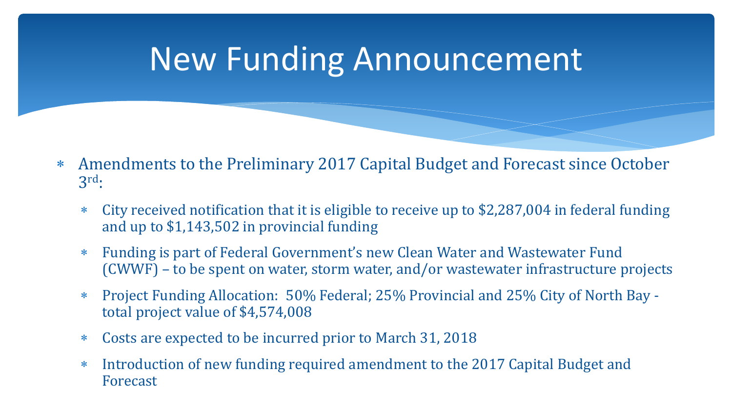# New Funding Announcement

- Amendments to the Preliminary 2017 Capital Budget and Forecast since October 3rd:
  - City received notification that it is eligible to receive up to $2,287,004 in federal funding and up to $1,143,502 in provincial funding
  - Funding is part of Federal Government's new Clean Water and Wastewater Fund (CWWF) – to be spent on water, storm water, and/or wastewater infrastructure projects
  - Project Funding Allocation: 50% Federal; 25% Provincial and 25% City of North Bay - total project value of $4,574,008
  - Costs are expected to be incurred prior to March 31, 2018
  - Introduction of new funding required amendment to the 2017 Capital Budget and Forecast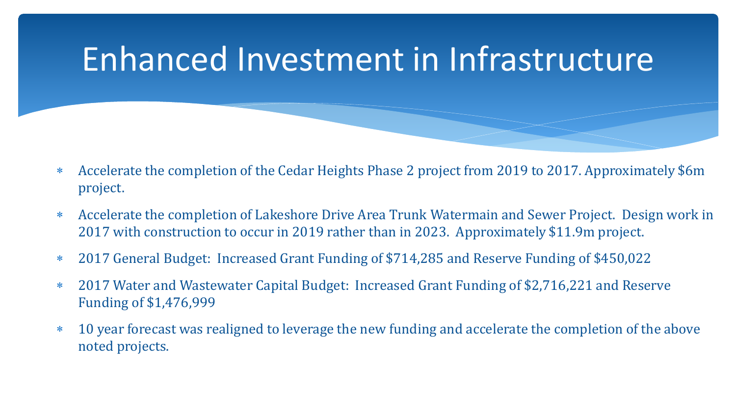# Enhanced Investment in Infrastructure

- Accelerate the completion of the Cedar Heights Phase 2 project from 2019 to 2017. Approximately $6m project.
- Accelerate the completion of Lakeshore Drive Area Trunk Watermain and Sewer Project. Design work in 2017 with construction to occur in 2019 rather than in 2023. Approximately $11.9m project.
- 2017 General Budget: Increased Grant Funding of $714,285 and Reserve Funding of $450,022
- 2017 Water and Wastewater Capital Budget: Increased Grant Funding of $2,716,221 and Reserve Funding of $1,476,999
- 10 year forecast was realigned to leverage the new funding and accelerate the completion of the above noted projects.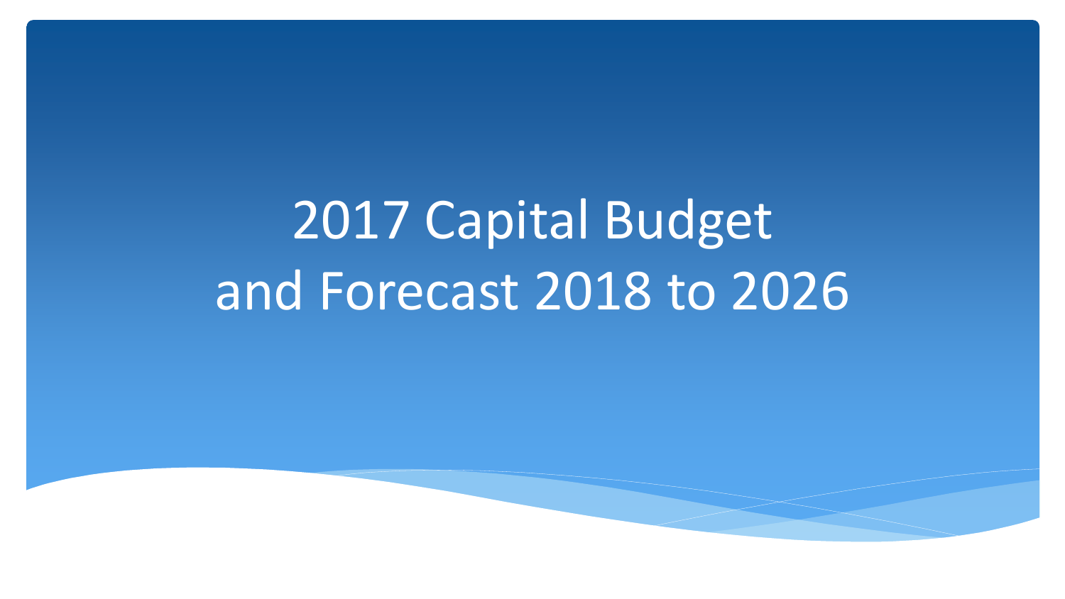# 2017 Capital Budget and Forecast 2018 to 2026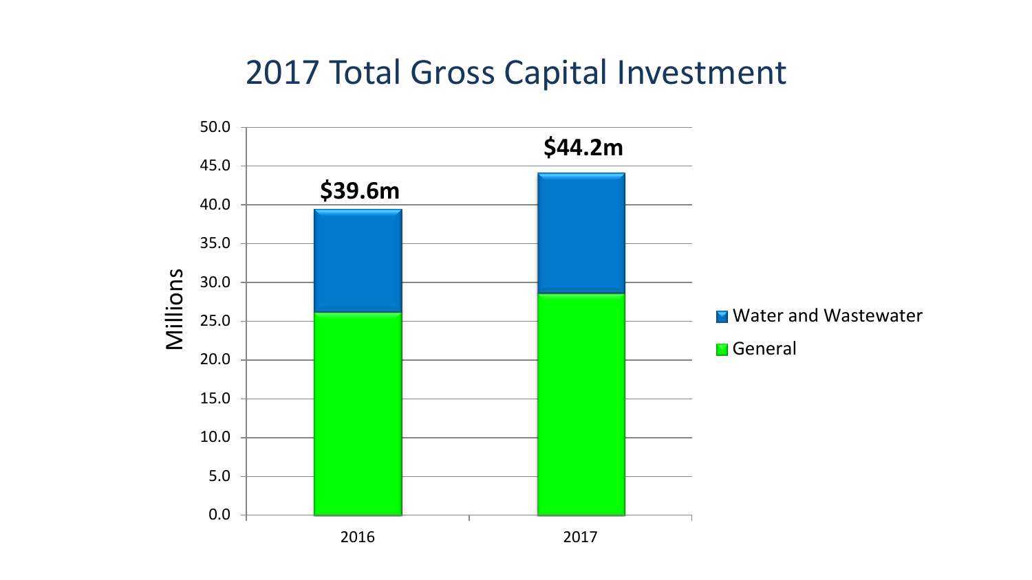# 2017 Total Gross Capital Investment

$39.6m

$44.2m

Millions

50.0
45.0
40.0
35.0
30.0
25.0
20.0
15.0
10.0
5.0
0.0

2016
2017

Water and Wastewater

General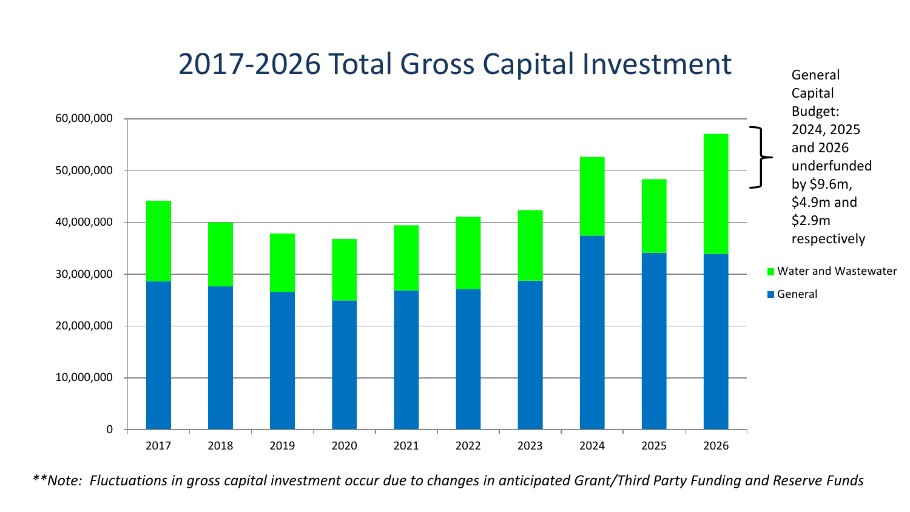# 2017-2026 Total Gross Capital Investment

General Capital Budget: 2024, 2025 and 2026 underfunded by $9.6m, $4.9m and $2.9m respectively

- Water and Wastewater
- General

| Year | 2017 | 2018 | 2019 | 2020 | 2021 | 2022 | 2023 | 2024 | 2025 | 2026 |
|---|---|---|---|---|---|---|---|---|---|---|

*\*\*Note: Fluctuations in gross capital investment occur due to changes in anticipated Grant/Third Party Funding and Reserve Funds*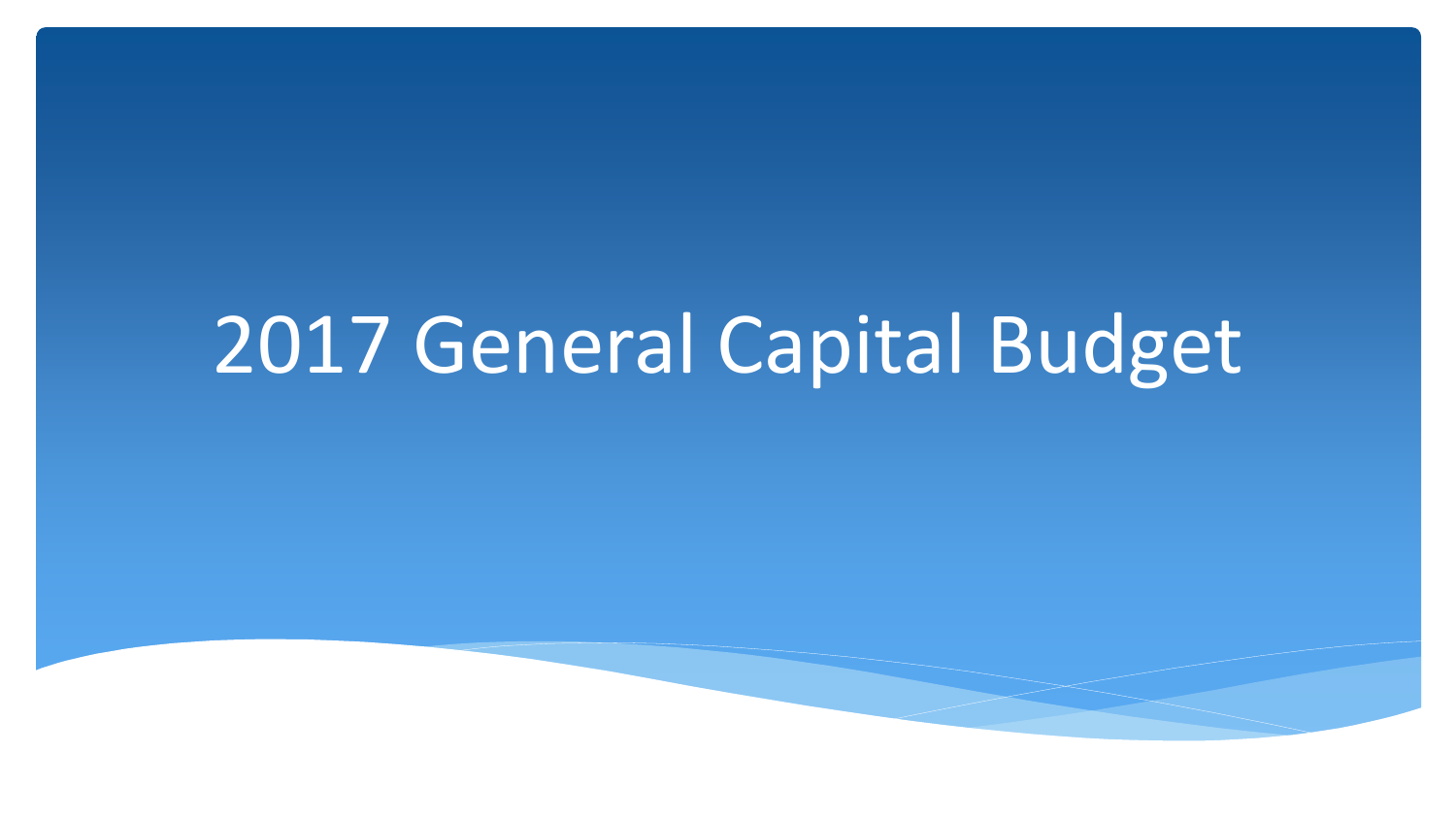# 2017 General Capital Budget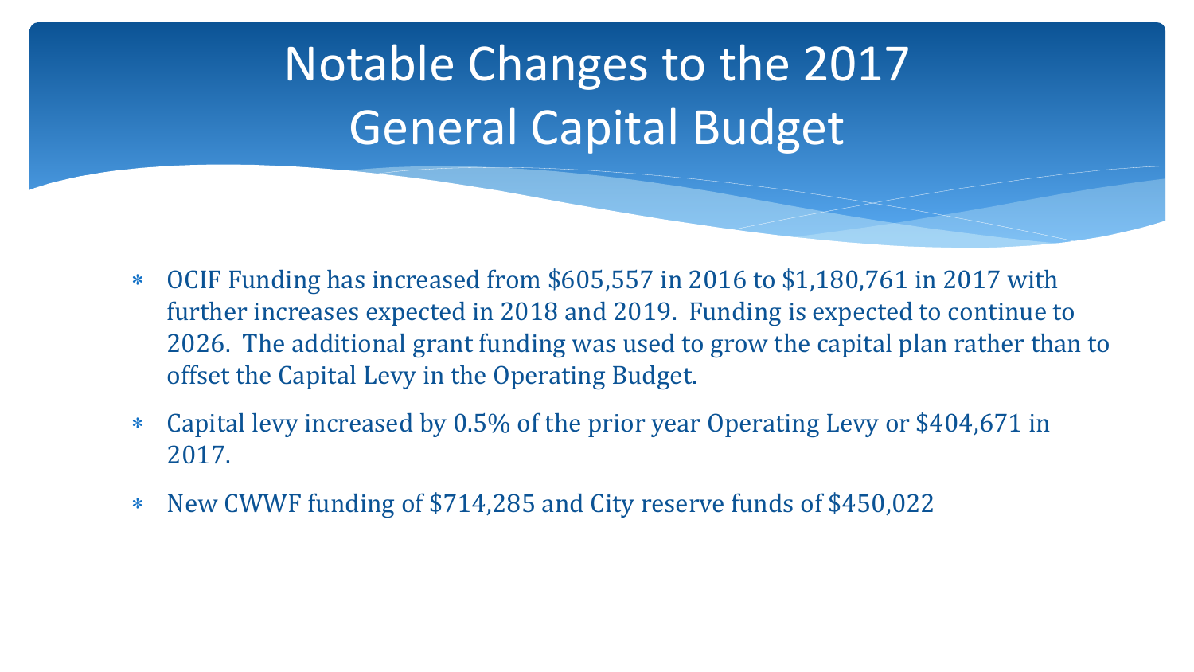# Notable Changes to the 2017 General Capital Budget

* OCIF Funding has increased from $605,557 in 2016 to $1,180,761 in 2017 with further increases expected in 2018 and 2019. Funding is expected to continue to 2026. The additional grant funding was used to grow the capital plan rather than to offset the Capital Levy in the Operating Budget.
* Capital levy increased by 0.5% of the prior year Operating Levy or $404,671 in 2017.
* New CWWF funding of $714,285 and City reserve funds of $450,022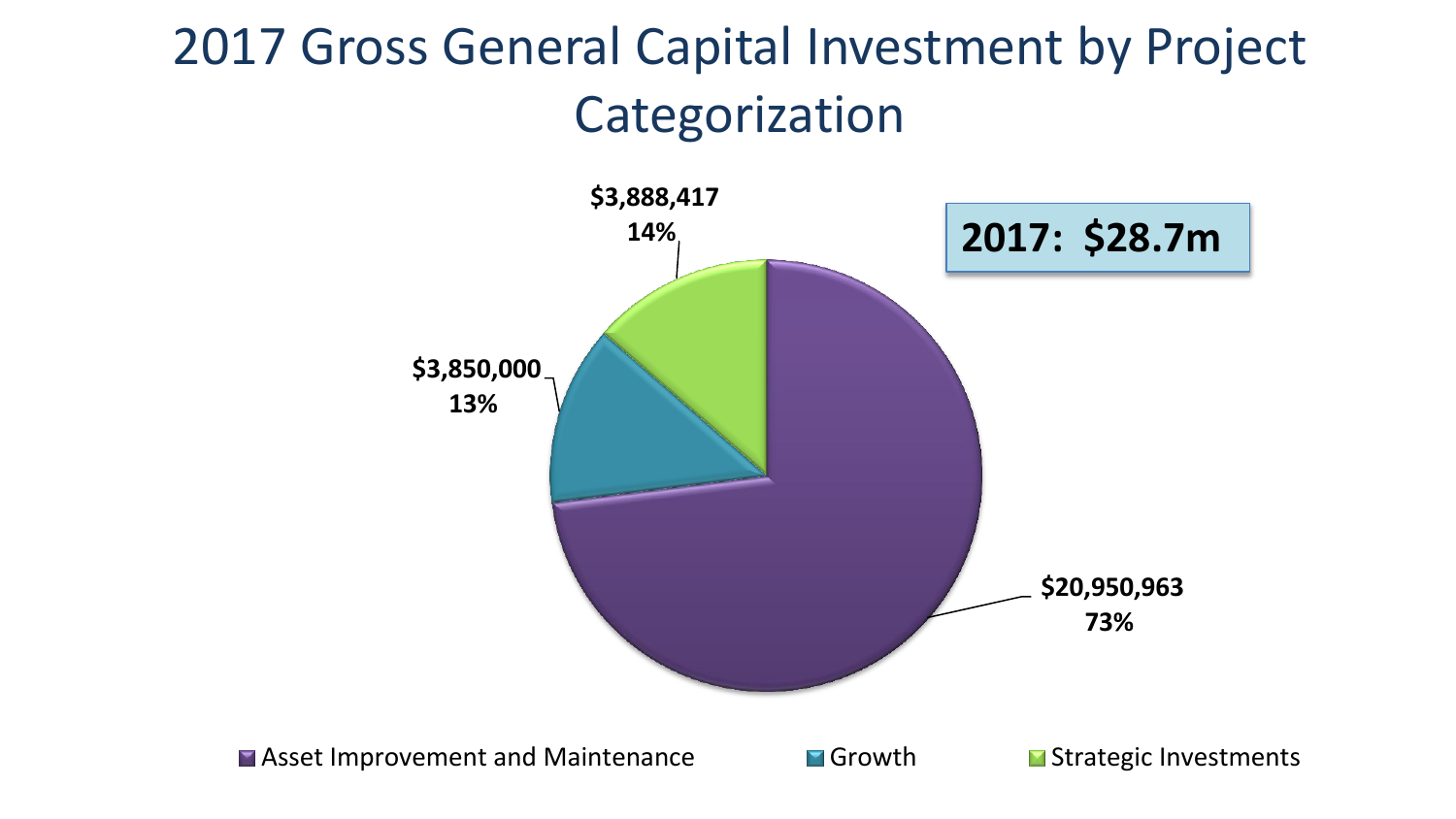# 2017 Gross General Capital Investment by Project Categorization

**2017: $28.7m**

| Category | Amount | Percentage |
| --- | --- | --- |
| Asset Improvement and Maintenance | $20,950,963 | 73% |
| Growth | $3,850,000 | 13% |
| Strategic Investments | $3,888,417 | 14% |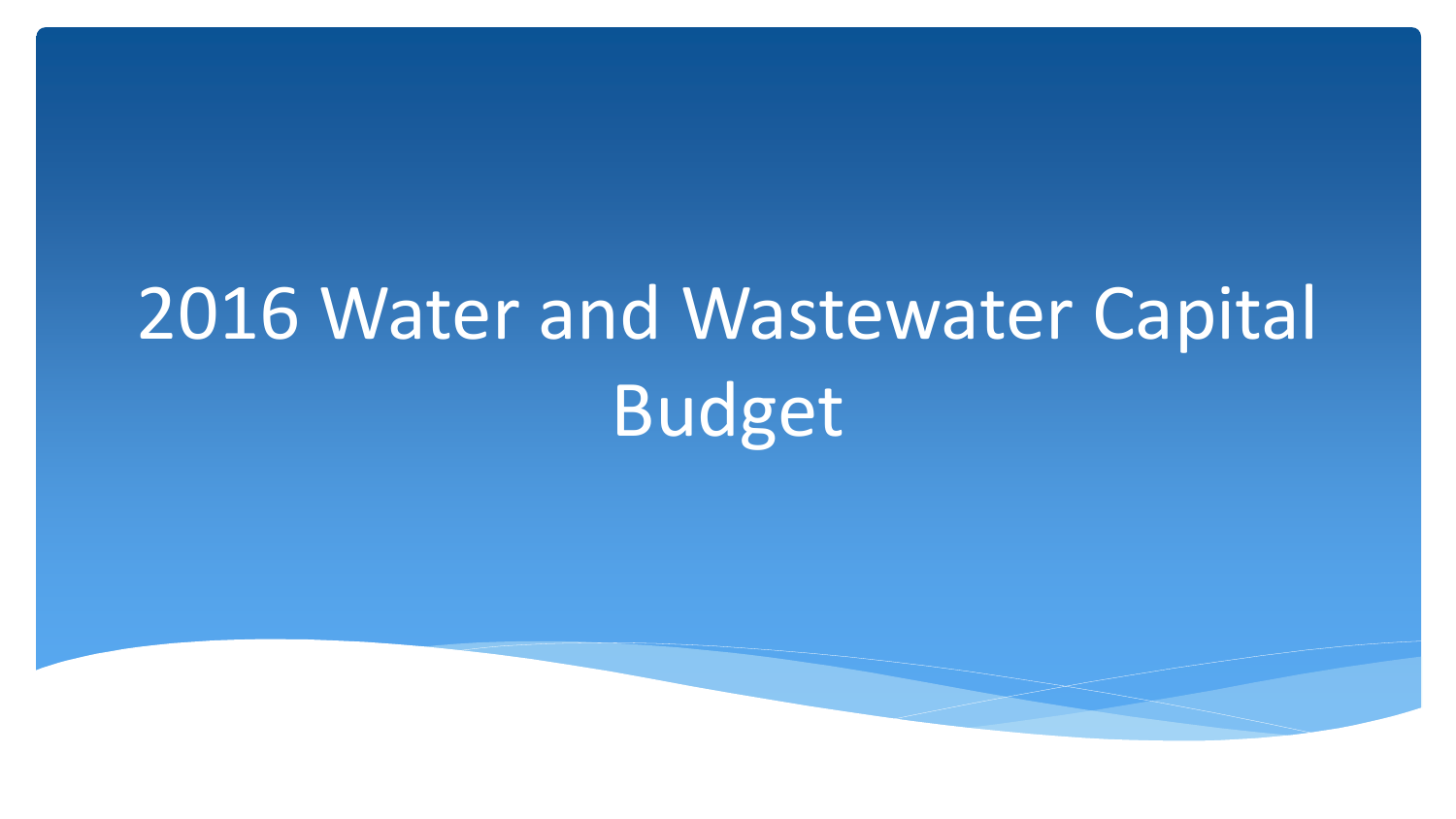# 2016 Water and Wastewater Capital Budget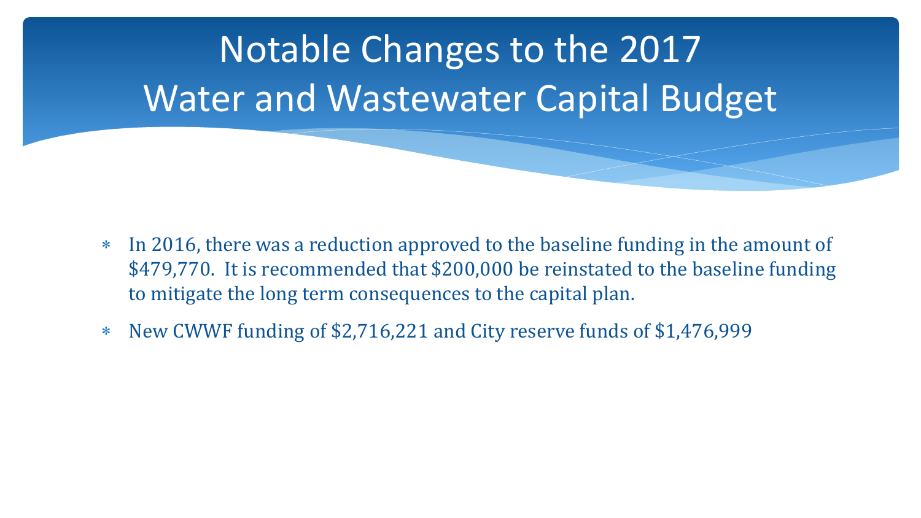# Notable Changes to the 2017 Water and Wastewater Capital Budget

- In 2016, there was a reduction approved to the baseline funding in the amount of $479,770. It is recommended that $200,000 be reinstated to the baseline funding to mitigate the long term consequences to the capital plan.
- New CWWF funding of $2,716,221 and City reserve funds of $1,476,999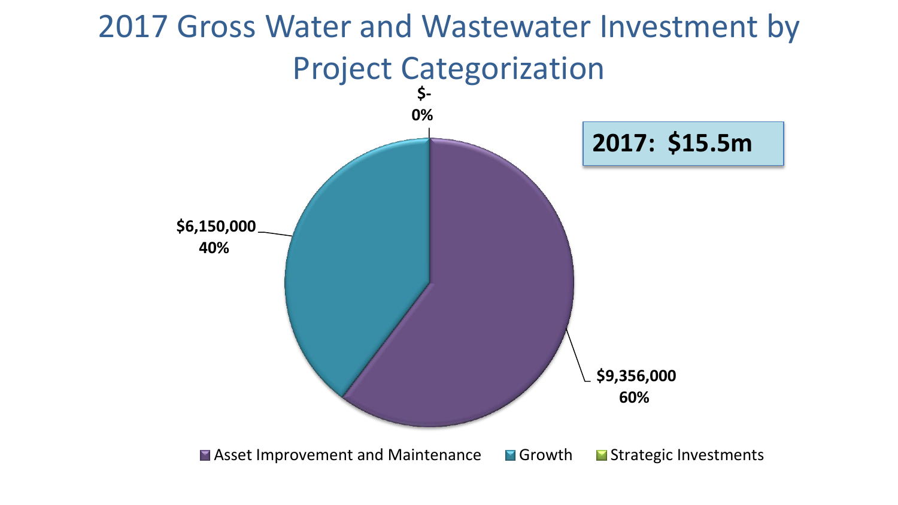# 2017 Gross Water and Wastewater Investment by Project Categorization

**2017: $15.5m**

**$-**
**0%**

**$6,150,000**
**40%**

**$9,356,000**
**60%**

Asset Improvement and Maintenance | Growth | Strategic Investments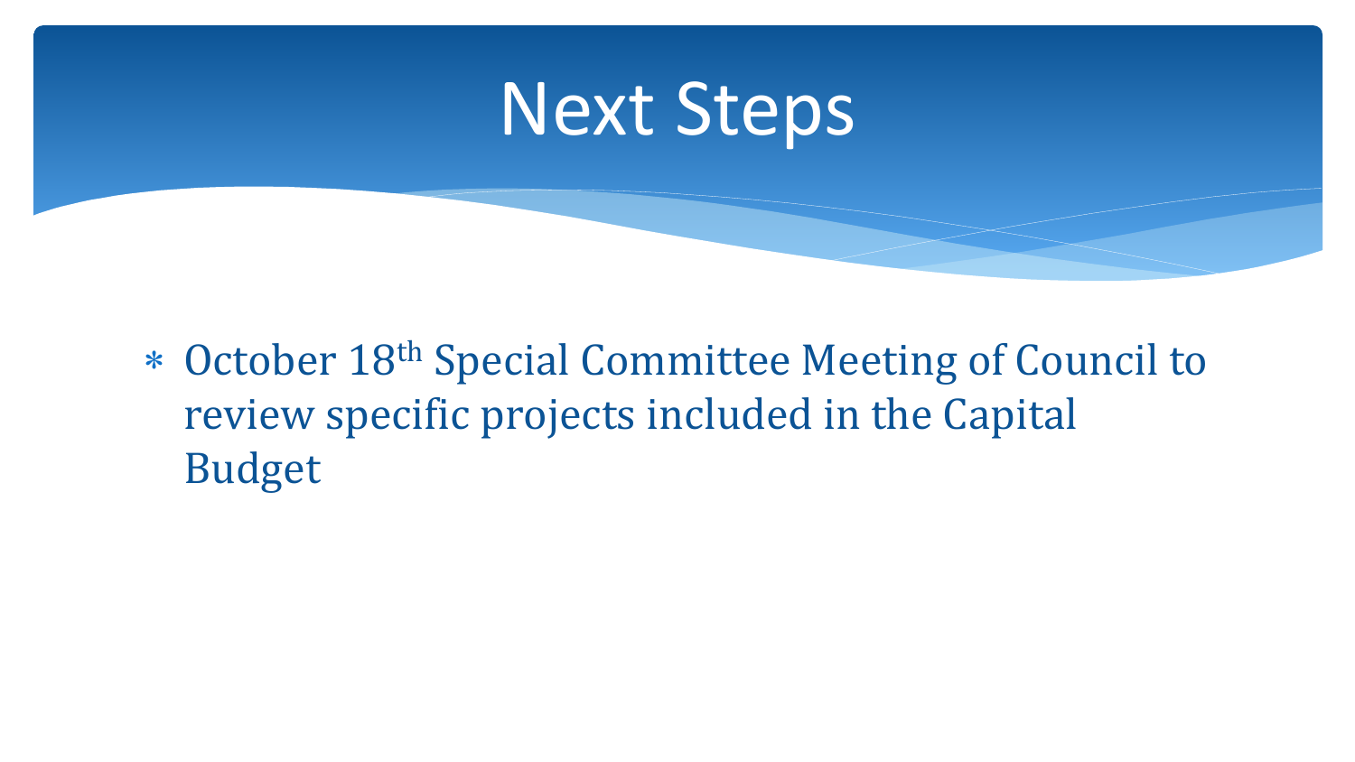# Next Steps

* October 18th Special Committee Meeting of Council to review specific projects included in the Capital Budget